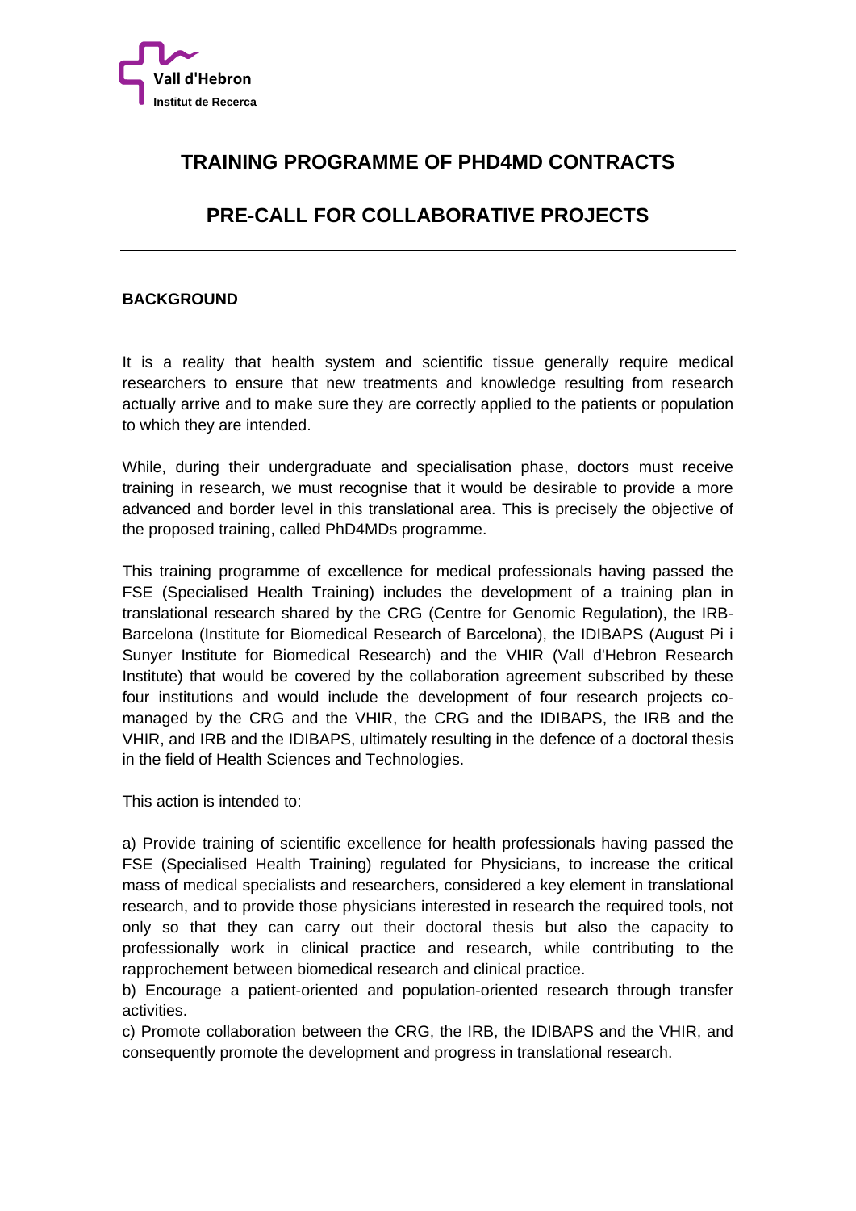# TRAINING PROGRAMME OF PHD4MD CONTRACTS

# PRE-CALL FOR COLLABORATIVE PROJECTS

---

**BACKGROUND**

It is a reality that health system and scientific tissue generally require medical researchers to ensure that new treatments and knowledge resulting from research actually arrive and to make sure they are correctly applied to the patients or population to which they are intended.

While, during their undergraduate and specialisation phase, doctors must receive training in research, we must recognise that it would be desirable to provide a more advanced and border level in this translational area. This is precisely the objective of the proposed training, called PhD4MDs programme.

This training programme of excellence for medical professionals having passed the FSE (Specialised Health Training) includes the development of a training plan in translational research shared by the CRG (Centre for Genomic Regulation), the IRB-Barcelona (Institute for Biomedical Research of Barcelona), the IDIBAPS (August Pi i Sunyer Institute for Biomedical Research) and the VHIR (Vall d'Hebron Research Institute) that would be covered by the collaboration agreement subscribed by these four institutions and would include the development of four research projects co-managed by the CRG and the VHIR, the CRG and the IDIBAPS, the IRB and the VHIR, and IRB and the IDIBAPS, ultimately resulting in the defence of a doctoral thesis in the field of Health Sciences and Technologies.

This action is intended to:

a) Provide training of scientific excellence for health professionals having passed the FSE (Specialised Health Training) regulated for Physicians, to increase the critical mass of medical specialists and researchers, considered a key element in translational research, and to provide those physicians interested in research the required tools, not only so that they can carry out their doctoral thesis but also the capacity to professionally work in clinical practice and research, while contributing to the rapprochement between biomedical research and clinical practice.
b) Encourage a patient-oriented and population-oriented research through transfer activities.
c) Promote collaboration between the CRG, the IRB, the IDIBAPS and the VHIR, and consequently promote the development and progress in translational research.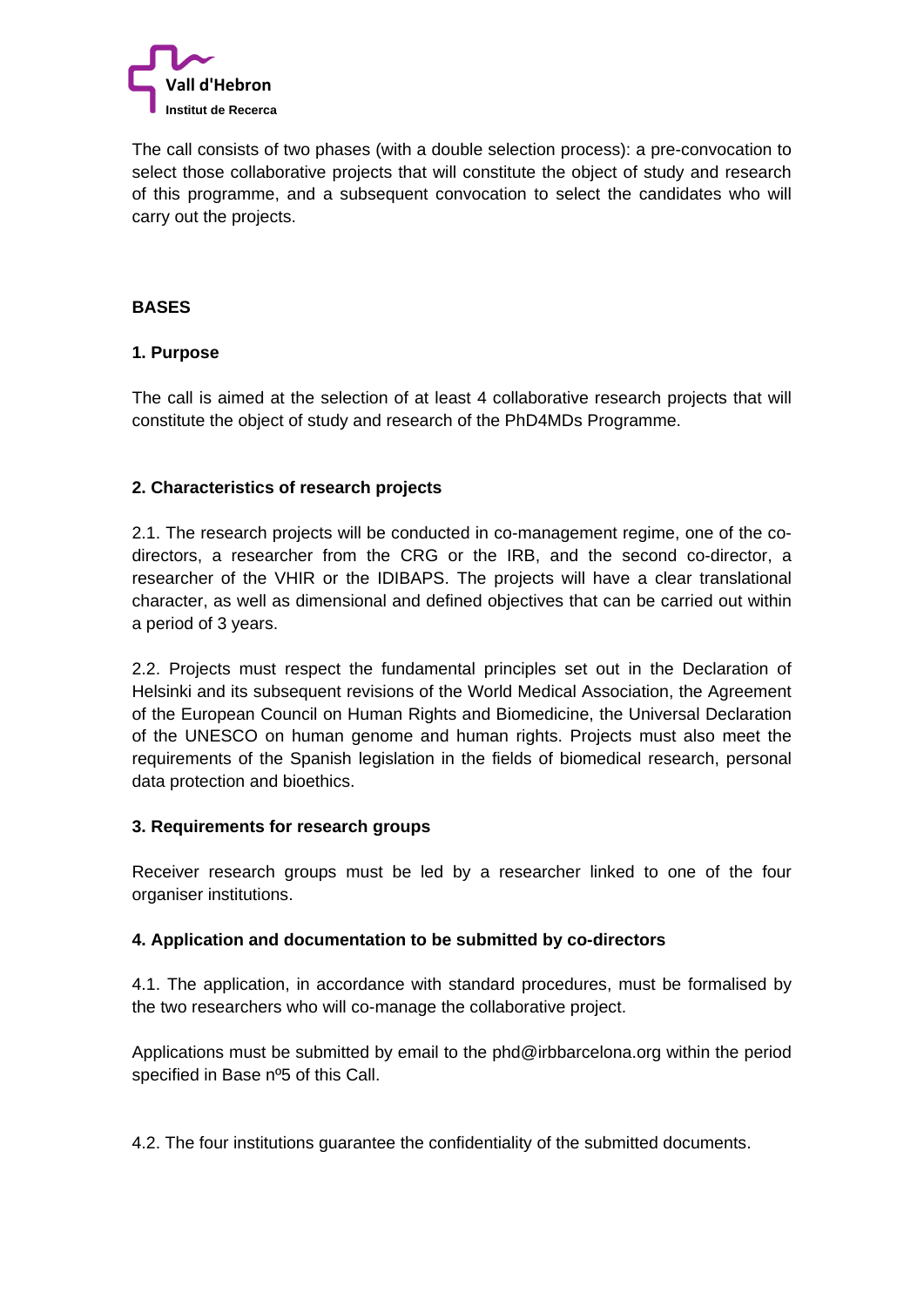The call consists of two phases (with a double selection process): a pre-convocation to select those collaborative projects that will constitute the object of study and research of this programme, and a subsequent convocation to select the candidates who will carry out the projects.

## BASES

### 1. Purpose

The call is aimed at the selection of at least 4 collaborative research projects that will constitute the object of study and research of the PhD4MDs Programme.

### 2. Characteristics of research projects

2.1. The research projects will be conducted in co-management regime, one of the co-directors, a researcher from the CRG or the IRB, and the second co-director, a researcher of the VHIR or the IDIBAPS. The projects will have a clear translational character, as well as dimensional and defined objectives that can be carried out within a period of 3 years.

2.2. Projects must respect the fundamental principles set out in the Declaration of Helsinki and its subsequent revisions of the World Medical Association, the Agreement of the European Council on Human Rights and Biomedicine, the Universal Declaration of the UNESCO on human genome and human rights. Projects must also meet the requirements of the Spanish legislation in the fields of biomedical research, personal data protection and bioethics.

### 3. Requirements for research groups

Receiver research groups must be led by a researcher linked to one of the four organiser institutions.

### 4. Application and documentation to be submitted by co-directors

4.1. The application, in accordance with standard procedures, must be formalised by the two researchers who will co-manage the collaborative project.

Applications must be submitted by email to the phd@irbbarcelona.org within the period specified in Base nº5 of this Call.

4.2. The four institutions guarantee the confidentiality of the submitted documents.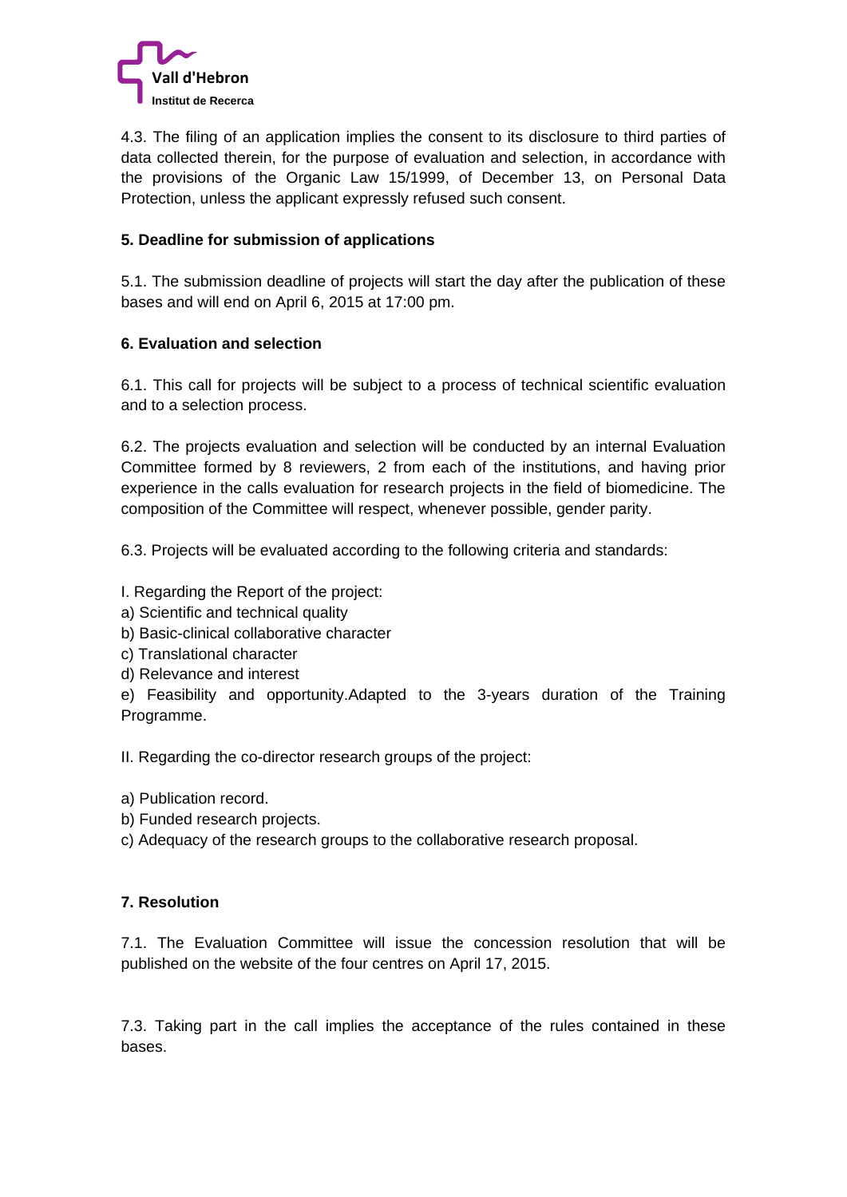4.3. The filing of an application implies the consent to its disclosure to third parties of data collected therein, for the purpose of evaluation and selection, in accordance with the provisions of the Organic Law 15/1999, of December 13, on Personal Data Protection, unless the applicant expressly refused such consent.

**5. Deadline for submission of applications**

5.1. The submission deadline of projects will start the day after the publication of these bases and will end on April 6, 2015 at 17:00 pm.

**6. Evaluation and selection**

6.1. This call for projects will be subject to a process of technical scientific evaluation and to a selection process.

6.2. The projects evaluation and selection will be conducted by an internal Evaluation Committee formed by 8 reviewers, 2 from each of the institutions, and having prior experience in the calls evaluation for research projects in the field of biomedicine. The composition of the Committee will respect, whenever possible, gender parity.

6.3. Projects will be evaluated according to the following criteria and standards:

I. Regarding the Report of the project:
a) Scientific and technical quality
b) Basic-clinical collaborative character
c) Translational character
d) Relevance and interest
e) Feasibility and opportunity.Adapted to the 3-years duration of the Training Programme.

II. Regarding the co-director research groups of the project:

a) Publication record.
b) Funded research projects.
c) Adequacy of the research groups to the collaborative research proposal.

**7. Resolution**

7.1. The Evaluation Committee will issue the concession resolution that will be published on the website of the four centres on April 17, 2015.

7.3. Taking part in the call implies the acceptance of the rules contained in these bases.